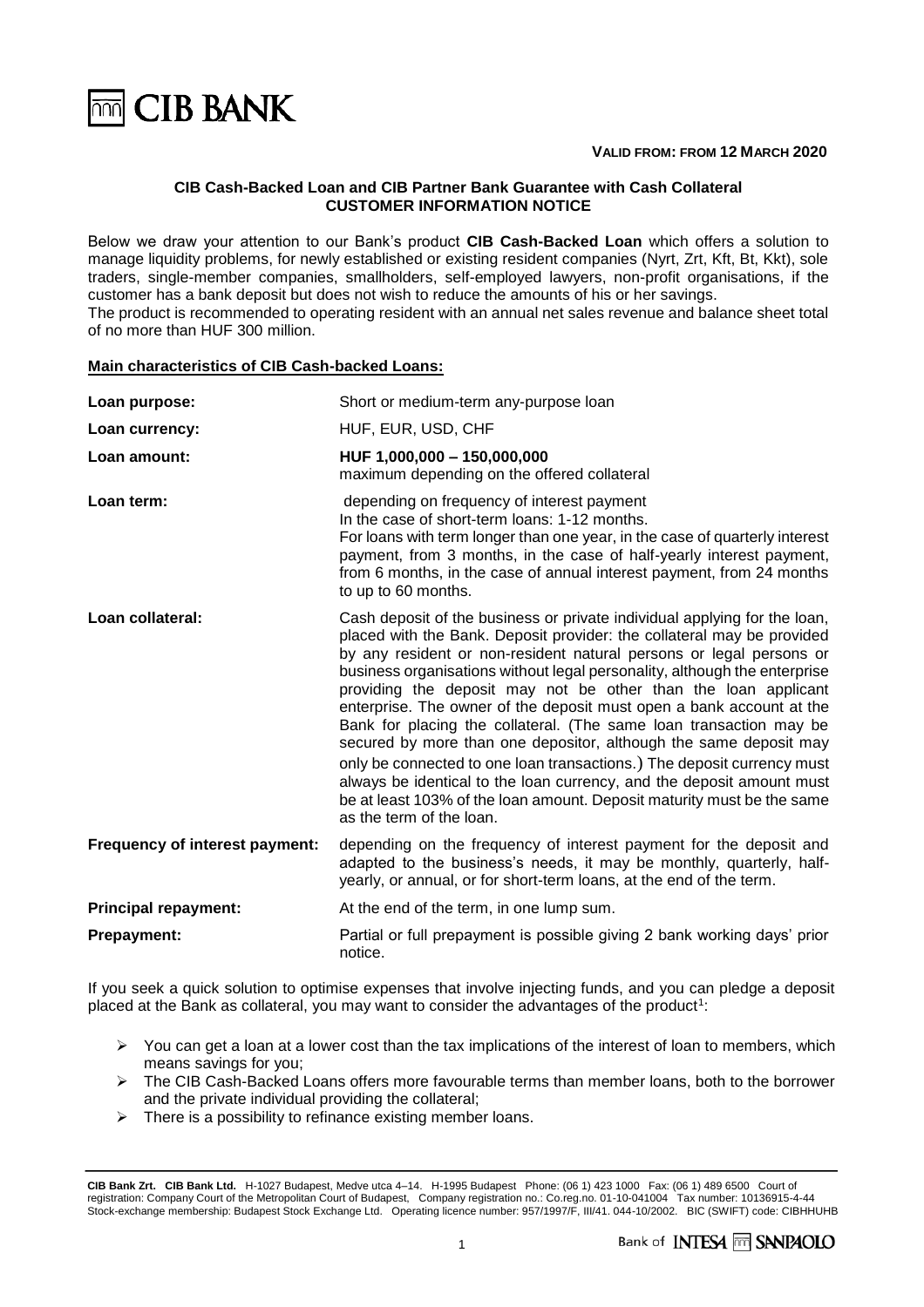**VALID FROM: FROM 12 MARCH 2020**

**CIB Cash-Backed Loan and CIB Partner Bank Guarantee with Cash Collateral**
**CUSTOMER INFORMATION NOTICE**

Below we draw your attention to our Bank's product **CIB Cash-Backed Loan** which offers a solution to manage liquidity problems, for newly established or existing resident companies (Nyrt, Zrt, Kft, Bt, Kkt), sole traders, single-member companies, smallholders, self-employed lawyers, non-profit organisations, if the customer has a bank deposit but does not wish to reduce the amounts of his or her savings.
The product is recommended to operating resident with an annual net sales revenue and balance sheet total of no more than HUF 300 million.

**Main characteristics of CIB Cash-backed Loans:**

| | |
|---|---|
| **Loan purpose:** | Short or medium-term any-purpose loan |
| **Loan currency:** | HUF, EUR, USD, CHF |
| **Loan amount:** | **HUF 1,000,000 – 150,000,000** maximum depending on the offered collateral |
| **Loan term:** | depending on frequency of interest payment In the case of short-term loans: 1-12 months. For loans with term longer than one year, in the case of quarterly interest payment, from 3 months, in the case of half-yearly interest payment, from 6 months, in the case of annual interest payment, from 24 months to up to 60 months. |
| **Loan collateral:** | Cash deposit of the business or private individual applying for the loan, placed with the Bank. Deposit provider: the collateral may be provided by any resident or non-resident natural persons or legal persons or business organisations without legal personality, although the enterprise providing the deposit may not be other than the loan applicant enterprise. The owner of the deposit must open a bank account at the Bank for placing the collateral. (The same loan transaction may be secured by more than one depositor, although the same deposit may only be connected to one loan transactions.) The deposit currency must always be identical to the loan currency, and the deposit amount must be at least 103% of the loan amount. Deposit maturity must be the same as the term of the loan. |
| **Frequency of interest payment:** | depending on the frequency of interest payment for the deposit and adapted to the business's needs, it may be monthly, quarterly, half-yearly, or annual, or for short-term loans, at the end of the term. |
| **Principal repayment:** | At the end of the term, in one lump sum. |
| **Prepayment:** | Partial or full prepayment is possible giving 2 bank working days' prior notice. |

If you seek a quick solution to optimise expenses that involve injecting funds, and you can pledge a deposit placed at the Bank as collateral, you may want to consider the advantages of the product[1]:

- You can get a loan at a lower cost than the tax implications of the interest of loan to members, which means savings for you;
- The CIB Cash-Backed Loans offers more favourable terms than member loans, both to the borrower and the private individual providing the collateral;
- There is a possibility to refinance existing member loans.

**CIB Bank Zrt. CIB Bank Ltd.** H-1027 Budapest, Medve utca 4–14. H-1995 Budapest Phone: (06 1) 423 1000 Fax: (06 1) 489 6500 Court of registration: Company Court of the Metropolitan Court of Budapest, Company registration no.: Co.reg.no. 01-10-041004 Tax number: 10136915-4-44 Stock-exchange membership: Budapest Stock Exchange Ltd. Operating licence number: 957/1997/F, III/41. 044-10/2002. BIC (SWIFT) code: CIBHHUHB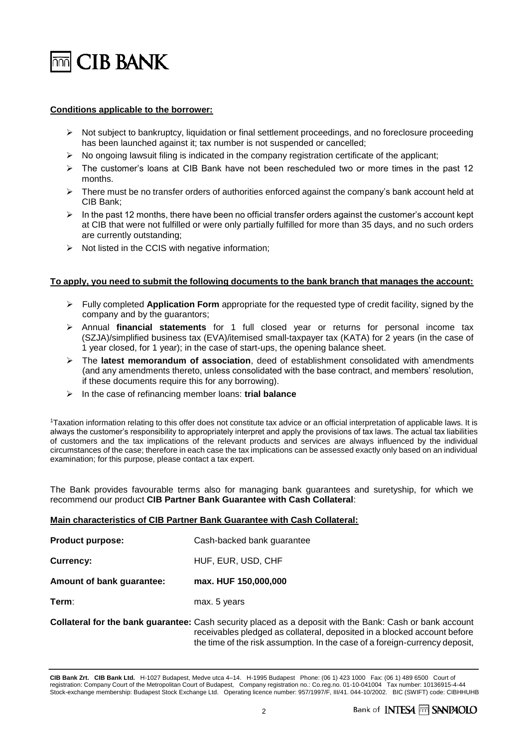**Conditions applicable to the borrower:**

- Not subject to bankruptcy, liquidation or final settlement proceedings, and no foreclosure proceeding has been launched against it; tax number is not suspended or cancelled;
- No ongoing lawsuit filing is indicated in the company registration certificate of the applicant;
- The customer's loans at CIB Bank have not been rescheduled two or more times in the past 12 months.
- There must be no transfer orders of authorities enforced against the company's bank account held at CIB Bank;
- In the past 12 months, there have been no official transfer orders against the customer's account kept at CIB that were not fulfilled or were only partially fulfilled for more than 35 days, and no such orders are currently outstanding;
- Not listed in the CCIS with negative information;

**To apply, you need to submit the following documents to the bank branch that manages the account:**

- Fully completed **Application Form** appropriate for the requested type of credit facility, signed by the company and by the guarantors;
- Annual **financial statements** for 1 full closed year or returns for personal income tax (SZJA)/simplified business tax (EVA)/itemised small-taxpayer tax (KATA) for 2 years (in the case of 1 year closed, for 1 year); in the case of start-ups, the opening balance sheet.
- The **latest memorandum of association**, deed of establishment consolidated with amendments (and any amendments thereto, unless consolidated with the base contract, and members' resolution, if these documents require this for any borrowing).
- In the case of refinancing member loans: **trial balance**

[1]Taxation information relating to this offer does not constitute tax advice or an official interpretation of applicable laws. It is always the customer's responsibility to appropriately interpret and apply the provisions of tax laws. The actual tax liabilities of customers and the tax implications of the relevant products and services are always influenced by the individual circumstances of the case; therefore in each case the tax implications can be assessed exactly only based on an individual examination; for this purpose, please contact a tax expert.

The Bank provides favourable terms also for managing bank guarantees and suretyship, for which we recommend our product **CIB Partner Bank Guarantee with Cash Collateral**:

**Main characteristics of CIB Partner Bank Guarantee with Cash Collateral:**

| | |
|---|---|
| **Product purpose:** | Cash-backed bank guarantee |
| **Currency:** | HUF, EUR, USD, CHF |
| **Amount of bank guarantee:** | **max. HUF 150,000,000** |
| **Term**: | max. 5 years |
| **Collateral for the bank guarantee:** | Cash security placed as a deposit with the Bank: Cash or bank account receivables pledged as collateral, deposited in a blocked account before the time of the risk assumption. In the case of a foreign-currency deposit, |

**CIB Bank Zrt. CIB Bank Ltd.** H-1027 Budapest, Medve utca 4–14. H-1995 Budapest Phone: (06 1) 423 1000 Fax: (06 1) 489 6500 Court of registration: Company Court of the Metropolitan Court of Budapest, Company registration no.: Co.reg.no. 01-10-041004 Tax number: 10136915-4-44 Stock-exchange membership: Budapest Stock Exchange Ltd. Operating licence number: 957/1997/F, III/41. 044-10/2002. BIC (SWIFT) code: CIBHHUHB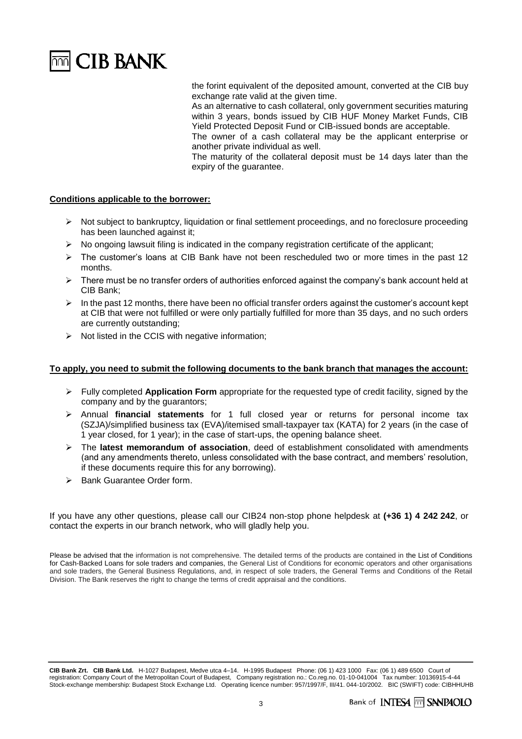the forint equivalent of the deposited amount, converted at the CIB buy exchange rate valid at the given time.

As an alternative to cash collateral, only government securities maturing within 3 years, bonds issued by CIB HUF Money Market Funds, CIB Yield Protected Deposit Fund or CIB-issued bonds are acceptable.

The owner of a cash collateral may be the applicant enterprise or another private individual as well.

The maturity of the collateral deposit must be 14 days later than the expiry of the guarantee.

**Conditions applicable to the borrower:**

- Not subject to bankruptcy, liquidation or final settlement proceedings, and no foreclosure proceeding has been launched against it;
- No ongoing lawsuit filing is indicated in the company registration certificate of the applicant;
- The customer's loans at CIB Bank have not been rescheduled two or more times in the past 12 months.
- There must be no transfer orders of authorities enforced against the company's bank account held at CIB Bank;
- In the past 12 months, there have been no official transfer orders against the customer's account kept at CIB that were not fulfilled or were only partially fulfilled for more than 35 days, and no such orders are currently outstanding;
- Not listed in the CCIS with negative information;

**To apply, you need to submit the following documents to the bank branch that manages the account:**

- Fully completed **Application Form** appropriate for the requested type of credit facility, signed by the company and by the guarantors;
- Annual **financial statements** for 1 full closed year or returns for personal income tax (SZJA)/simplified business tax (EVA)/itemised small-taxpayer tax (KATA) for 2 years (in the case of 1 year closed, for 1 year); in the case of start-ups, the opening balance sheet.
- The **latest memorandum of association**, deed of establishment consolidated with amendments (and any amendments thereto, unless consolidated with the base contract, and members' resolution, if these documents require this for any borrowing).
- Bank Guarantee Order form.

If you have any other questions, please call our CIB24 non-stop phone helpdesk at **(+36 1) 4 242 242**, or contact the experts in our branch network, who will gladly help you.

Please be advised that the information is not comprehensive. The detailed terms of the products are contained in the List of Conditions for Cash-Backed Loans for sole traders and companies, the General List of Conditions for economic operators and other organisations and sole traders, the General Business Regulations, and, in respect of sole traders, the General Terms and Conditions of the Retail Division. The Bank reserves the right to change the terms of credit appraisal and the conditions.